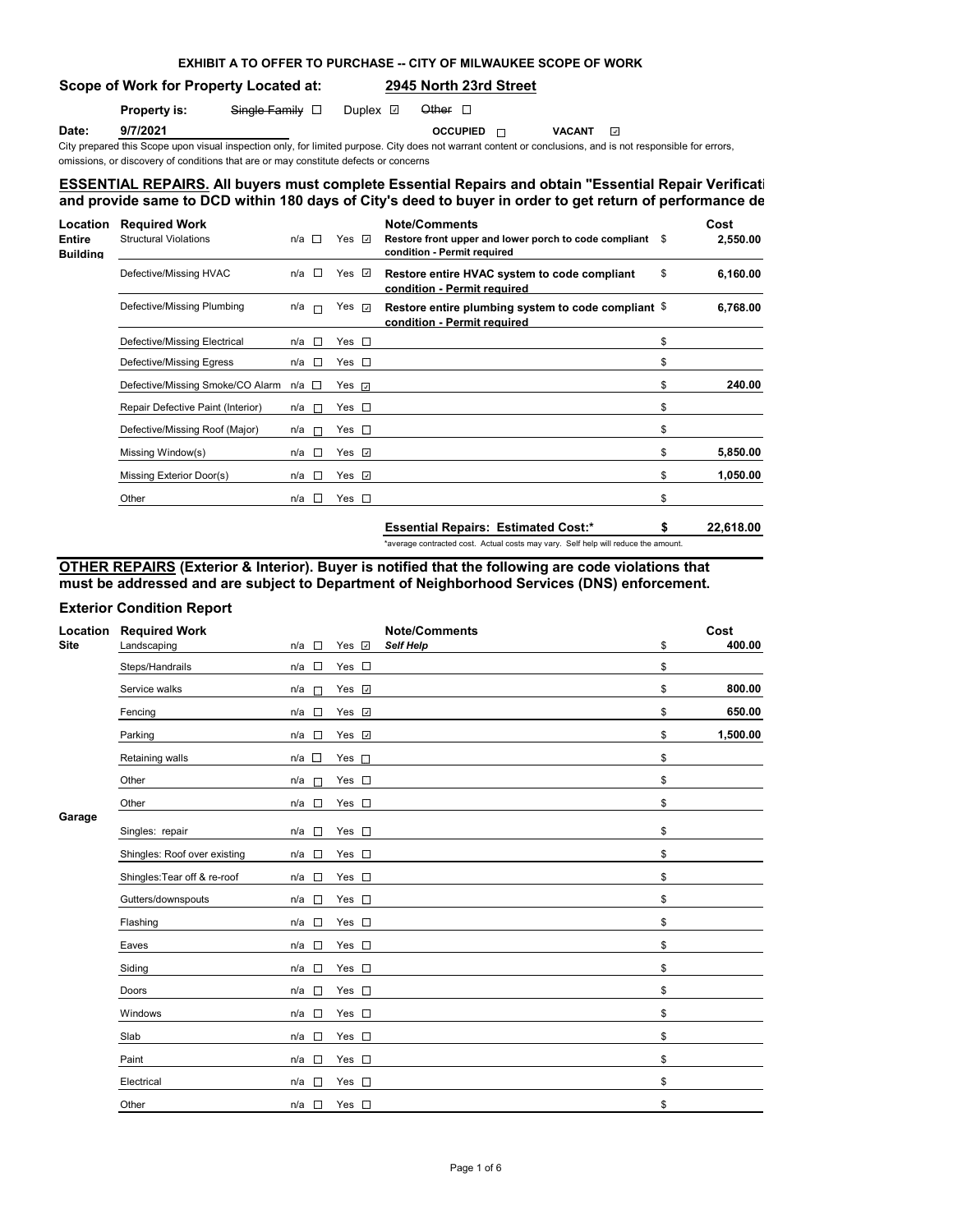### EXHIBIT A TO OFFER TO PURCHASE -- CITY OF MILWAUKEE SCOPE OF WORK

**Scope of Work for Property Located at:** **2945 North 23rd Street**

**Property is:** ~~Single Family~~ ☐ Duplex ☑ ~~Other~~ ☐

**Date:** **9/7/2021** **OCCUPIED** ☐ **VACANT** ☑

City prepared this Scope upon visual inspection only, for limited purpose. City does not warrant content or conclusions, and is not responsible for errors, omissions, or discovery of conditions that are or may constitute defects or concerns

## ESSENTIAL REPAIRS. All buyers must complete Essential Repairs and obtain "Essential Repair Verificati and provide same to DCD within 180 days of City's deed to buyer in order to get return of performance de

| Location | Required Work | n/a | Yes | Note/Comments | | Cost |
|---|---|---|---|---|---|---|
| Entire Building | Structural Violations | ☐ | ☑ | **Restore front upper and lower porch to code compliant condition - Permit required** | $ | **2,550.00** |
| | Defective/Missing HVAC | ☐ | ☑ | **Restore entire HVAC system to code compliant condition - Permit required** | $ | **6,160.00** |
| | Defective/Missing Plumbing | ☐ | ☑ | **Restore entire plumbing system to code compliant condition - Permit required** | $ | **6,768.00** |
| | Defective/Missing Electrical | ☐ | ☐ | | $ | |
| | Defective/Missing Egress | ☐ | ☐ | | $ | |
| | Defective/Missing Smoke/CO Alarm | ☐ | ☑ | | $ | **240.00** |
| | Repair Defective Paint (Interior) | ☐ | ☐ | | $ | |
| | Defective/Missing Roof (Major) | ☐ | ☐ | | $ | |
| | Missing Window(s) | ☐ | ☑ | | $ | **5,850.00** |
| | Missing Exterior Door(s) | ☐ | ☑ | | $ | **1,050.00** |
| | Other | ☐ | ☐ | | $ | |
| | | | | **Essential Repairs: Estimated Cost:*** | **$** | **22,618.00** |

*average contracted cost. Actual costs may vary. Self help will reduce the amount.

## OTHER REPAIRS (Exterior & Interior). Buyer is notified that the following are code violations that must be addressed and are subject to Department of Neighborhood Services (DNS) enforcement.

### Exterior Condition Report

| Location | Required Work | n/a | Yes | Note/Comments | | Cost |
|---|---|---|---|---|---|---|
| Site | Landscaping | ☐ | ☑ | ***Self Help*** | $ | **400.00** |
| | Steps/Handrails | ☐ | ☐ | | $ | |
| | Service walks | ☐ | ☑ | | $ | **800.00** |
| | Fencing | ☐ | ☑ | | $ | **650.00** |
| | Parking | ☐ | ☑ | | $ | **1,500.00** |
| | Retaining walls | ☐ | ☐ | | $ | |
| | Other | ☐ | ☐ | | $ | |
| | Other | ☐ | ☐ | | $ | |
| Garage | Singles: repair | ☐ | ☐ | | $ | |
| | Shingles: Roof over existing | ☐ | ☐ | | $ | |
| | Shingles:Tear off & re-roof | ☐ | ☐ | | $ | |
| | Gutters/downspouts | ☐ | ☐ | | $ | |
| | Flashing | ☐ | ☐ | | $ | |
| | Eaves | ☐ | ☐ | | $ | |
| | Siding | ☐ | ☐ | | $ | |
| | Doors | ☐ | ☐ | | $ | |
| | Windows | ☐ | ☐ | | $ | |
| | Slab | ☐ | ☐ | | $ | |
| | Paint | ☐ | ☐ | | $ | |
| | Electrical | ☐ | ☐ | | $ | |
| | Other | ☐ | ☐ | | $ | |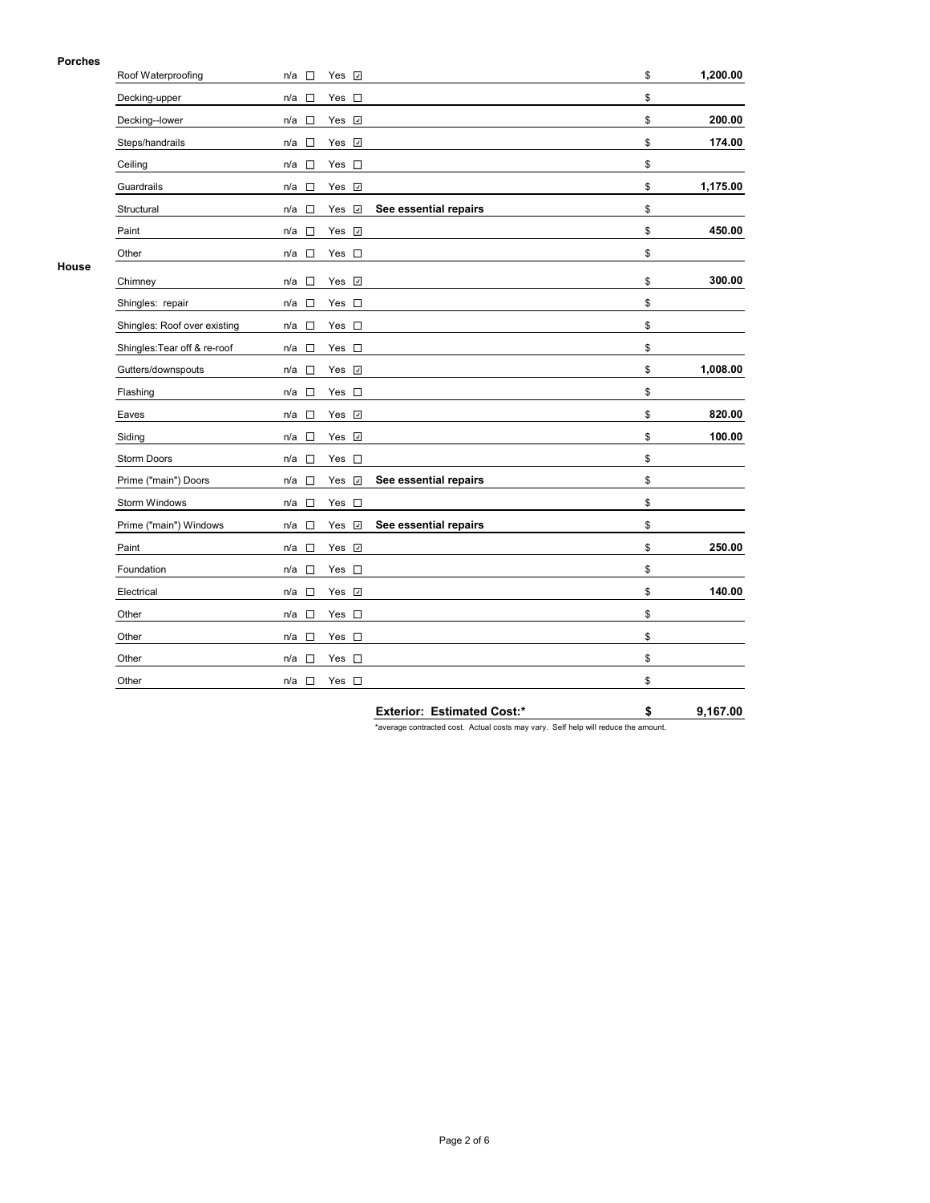**Porches**

| Item | n/a | Yes | Notes | | Cost |
|---|---|---|---|---|---|
| Roof Waterproofing | ☐ | ☑ | | $ | **1,200.00** |
| Decking-upper | ☐ | ☐ | | $ | |
| Decking--lower | ☐ | ☑ | | $ | **200.00** |
| Steps/handrails | ☐ | ☑ | | $ | **174.00** |
| Ceiling | ☐ | ☐ | | $ | |
| Guardrails | ☐ | ☑ | | $ | **1,175.00** |
| Structural | ☐ | ☑ | **See essential repairs** | $ | |
| Paint | ☐ | ☑ | | $ | **450.00** |
| Other | ☐ | ☐ | | $ | |

**House**

| Item | n/a | Yes | Notes | | Cost |
|---|---|---|---|---|---|
| Chimney | ☐ | ☑ | | $ | **300.00** |
| Shingles: repair | ☐ | ☐ | | $ | |
| Shingles: Roof over existing | ☐ | ☐ | | $ | |
| Shingles:Tear off & re-roof | ☐ | ☐ | | $ | |
| Gutters/downspouts | ☐ | ☑ | | $ | **1,008.00** |
| Flashing | ☐ | ☐ | | $ | |
| Eaves | ☐ | ☑ | | $ | **820.00** |
| Siding | ☐ | ☑ | | $ | **100.00** |
| Storm Doors | ☐ | ☐ | | $ | |
| Prime ("main") Doors | ☐ | ☑ | **See essential repairs** | $ | |
| Storm Windows | ☐ | ☐ | | $ | |
| Prime ("main") Windows | ☐ | ☑ | **See essential repairs** | $ | |
| Paint | ☐ | ☑ | | $ | **250.00** |
| Foundation | ☐ | ☐ | | $ | |
| Electrical | ☐ | ☑ | | $ | **140.00** |
| Other | ☐ | ☐ | | $ | |
| Other | ☐ | ☐ | | $ | |
| Other | ☐ | ☐ | | $ | |
| Other | ☐ | ☐ | | $ | |

**Exterior: Estimated Cost:*** **$ 9,167.00**

*average contracted cost. Actual costs may vary. Self help will reduce the amount.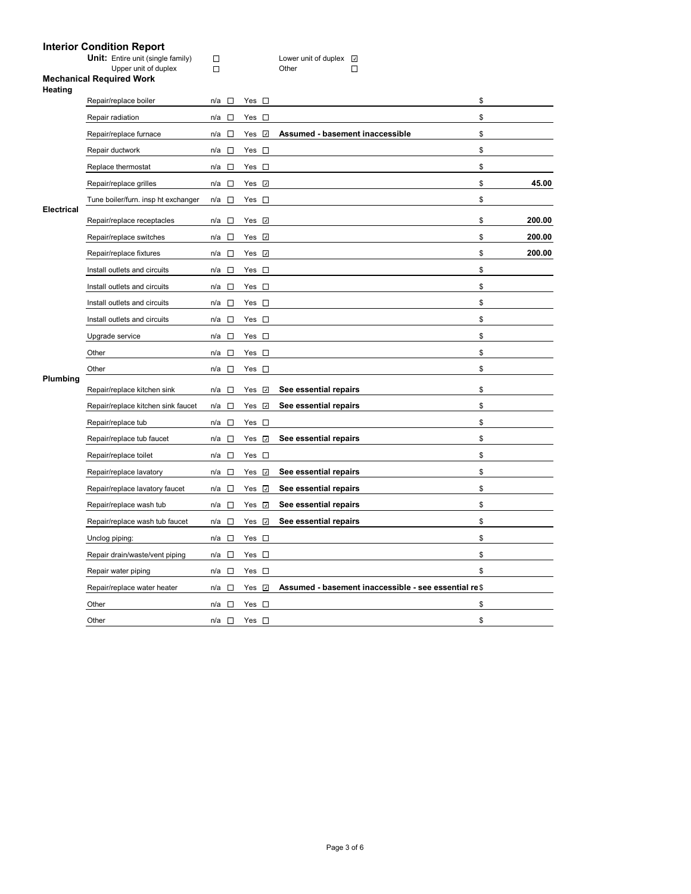# Interior Condition Report

**Unit:**

- Entire unit (single family) ☐
- Upper unit of duplex ☐
- Lower unit of duplex ☑
- Other ☐

## Mechanical Required Work

### Heating

| Item | n/a | Yes | Notes | $ |
|---|---|---|---|---|
| Repair/replace boiler | ☐ | ☐ | | $ |
| Repair radiation | ☐ | ☐ | | $ |
| Repair/replace furnace | ☐ | ☑ | **Assumed - basement inaccessible** | $ |
| Repair ductwork | ☐ | ☐ | | $ |
| Replace thermostat | ☐ | ☐ | | $ |
| Repair/replace grilles | ☐ | ☑ | | $ **45.00** |
| Tune boiler/furn. insp ht exchanger | ☐ | ☐ | | $ |

### Electrical

| Item | n/a | Yes | Notes | $ |
|---|---|---|---|---|
| Repair/replace receptacles | ☐ | ☑ | | $ **200.00** |
| Repair/replace switches | ☐ | ☑ | | $ **200.00** |
| Repair/replace fixtures | ☐ | ☑ | | $ **200.00** |
| Install outlets and circuits | ☐ | ☐ | | $ |
| Install outlets and circuits | ☐ | ☐ | | $ |
| Install outlets and circuits | ☐ | ☐ | | $ |
| Install outlets and circuits | ☐ | ☐ | | $ |
| Upgrade service | ☐ | ☐ | | $ |
| Other | ☐ | ☐ | | $ |
| Other | ☐ | ☐ | | $ |

### Plumbing

| Item | n/a | Yes | Notes | $ |
|---|---|---|---|---|
| Repair/replace kitchen sink | ☐ | ☑ | **See essential repairs** | $ |
| Repair/replace kitchen sink faucet | ☐ | ☑ | **See essential repairs** | $ |
| Repair/replace tub | ☐ | ☐ | | $ |
| Repair/replace tub faucet | ☐ | ☑ | **See essential repairs** | $ |
| Repair/replace toilet | ☐ | ☐ | | $ |
| Repair/replace lavatory | ☐ | ☑ | **See essential repairs** | $ |
| Repair/replace lavatory faucet | ☐ | ☑ | **See essential repairs** | $ |
| Repair/replace wash tub | ☐ | ☑ | **See essential repairs** | $ |
| Repair/replace wash tub faucet | ☐ | ☑ | **See essential repairs** | $ |
| Unclog piping: | ☐ | ☐ | | $ |
| Repair drain/waste/vent piping | ☐ | ☐ | | $ |
| Repair water piping | ☐ | ☐ | | $ |
| Repair/replace water heater | ☐ | ☑ | **Assumed - basement inaccessible - see essential re** | $ |
| Other | ☐ | ☐ | | $ |
| Other | ☐ | ☐ | | $ |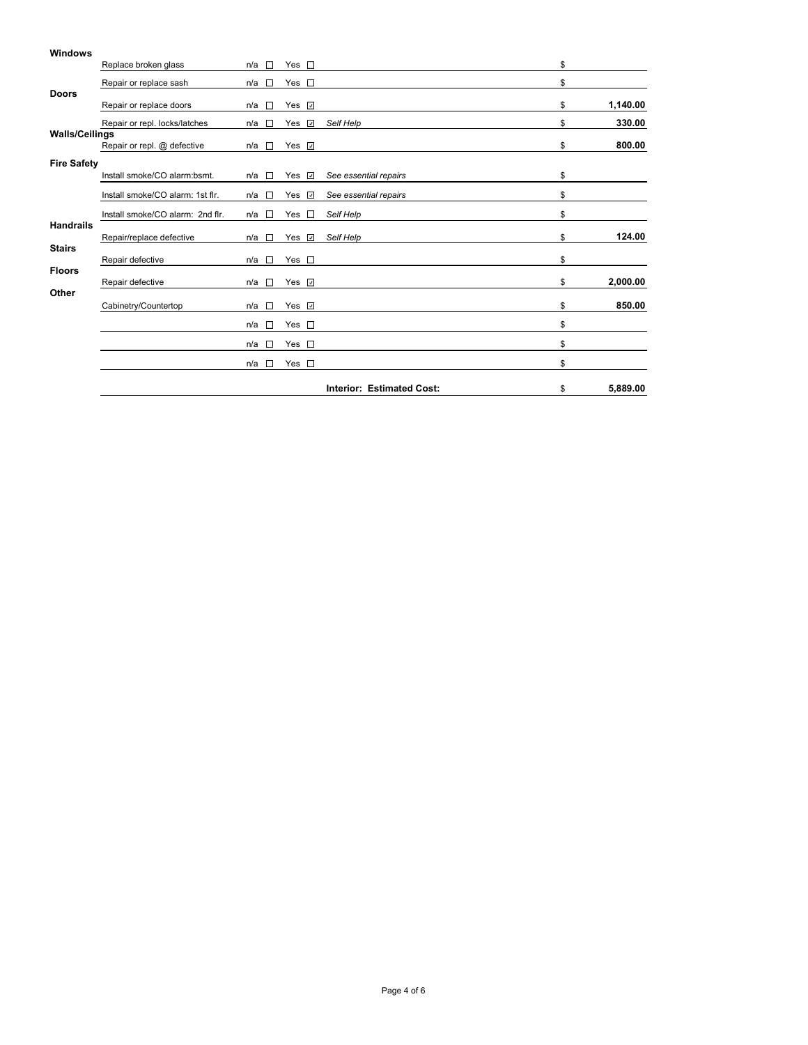| Category | Item | n/a | Yes | Notes | Cost |
|---|---|---|---|---|---|
| **Windows** | Replace broken glass | ☐ | ☐ | | $ |
| | Repair or replace sash | ☐ | ☐ | | $ |
| **Doors** | Repair or replace doors | ☐ | ☑ | | $ **1,140.00** |
| | Repair or repl. locks/latches | ☐ | ☑ | *Self Help* | $ **330.00** |
| **Walls/Ceilings** | Repair or repl. @ defective | ☐ | ☑ | | $ **800.00** |
| **Fire Safety** | Install smoke/CO alarm:bsmt. | ☐ | ☑ | *See essential repairs* | $ |
| | Install smoke/CO alarm: 1st flr. | ☐ | ☑ | *See essential repairs* | $ |
| | Install smoke/CO alarm: 2nd flr. | ☐ | ☐ | *Self Help* | $ |
| **Handrails** | Repair/replace defective | ☐ | ☑ | *Self Help* | $ **124.00** |
| **Stairs** | Repair defective | ☐ | ☐ | | $ |
| **Floors** | Repair defective | ☐ | ☑ | | $ **2,000.00** |
| **Other** | Cabinetry/Countertop | ☐ | ☑ | | $ **850.00** |
| | | ☐ | ☐ | | $ |
| | | ☐ | ☐ | | $ |
| | | ☐ | ☐ | | $ |
| | | | | **Interior: Estimated Cost:** | $ **5,889.00** |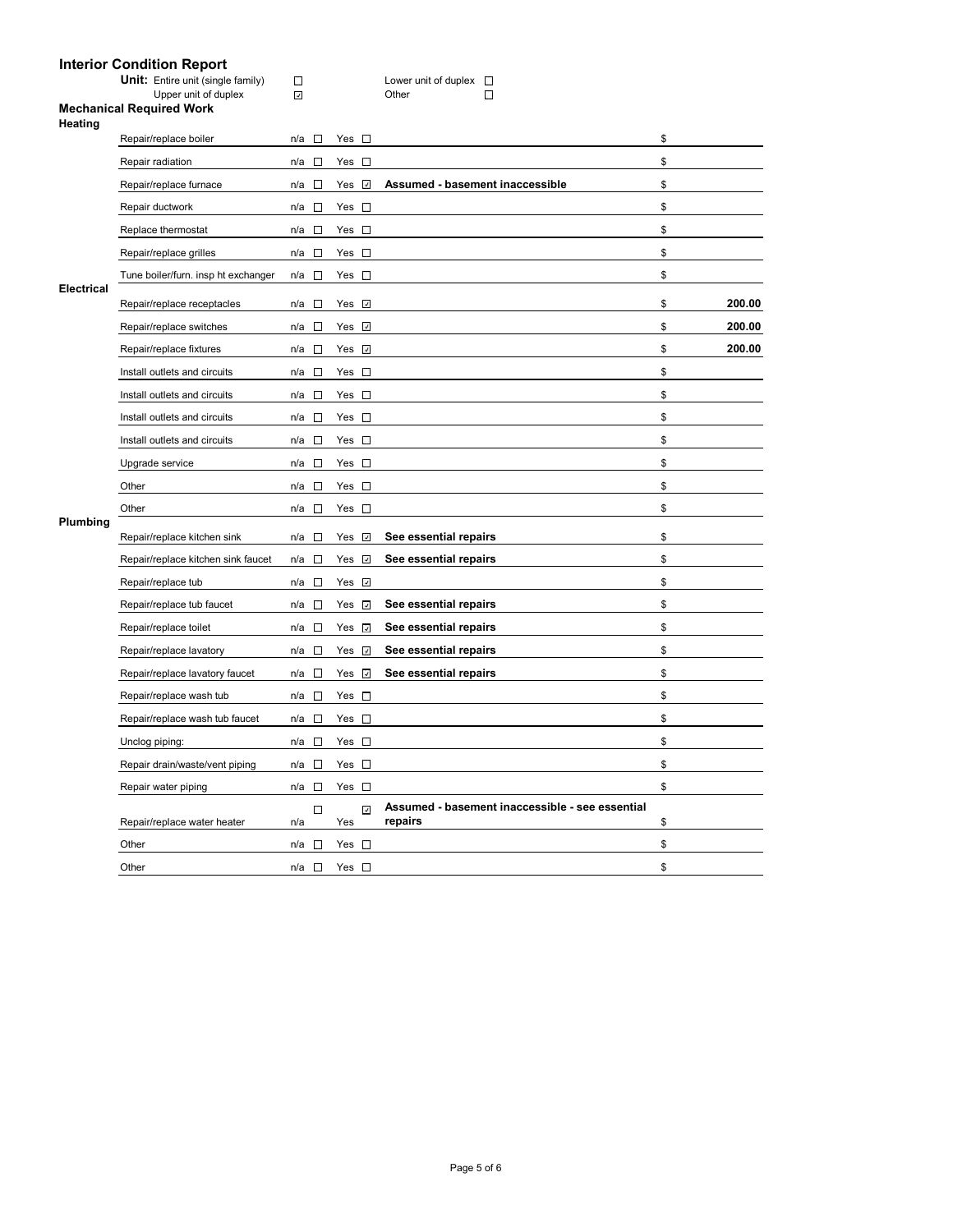## Interior Condition Report

**Unit:** Entire unit (single family) ☐ Lower unit of duplex ☐
Upper unit of duplex ☑ Other ☐

### Mechanical Required Work

**Heating**

| Item | n/a | Yes | Notes | $ |
|---|---|---|---|---|
| Repair/replace boiler | ☐ | ☐ | | $ |
| Repair radiation | ☐ | ☐ | | $ |
| Repair/replace furnace | ☐ | ☑ | **Assumed - basement inaccessible** | $ |
| Repair ductwork | ☐ | ☐ | | $ |
| Replace thermostat | ☐ | ☐ | | $ |
| Repair/replace grilles | ☐ | ☐ | | $ |
| Tune boiler/furn. insp ht exchanger | ☐ | ☐ | | $ |

**Electrical**

| Item | n/a | Yes | Notes | $ |
|---|---|---|---|---|
| Repair/replace receptacles | ☐ | ☑ | | $ **200.00** |
| Repair/replace switches | ☐ | ☑ | | $ **200.00** |
| Repair/replace fixtures | ☐ | ☑ | | $ **200.00** |
| Install outlets and circuits | ☐ | ☐ | | $ |
| Install outlets and circuits | ☐ | ☐ | | $ |
| Install outlets and circuits | ☐ | ☐ | | $ |
| Install outlets and circuits | ☐ | ☐ | | $ |
| Upgrade service | ☐ | ☐ | | $ |
| Other | ☐ | ☐ | | $ |
| Other | ☐ | ☐ | | $ |

**Plumbing**

| Item | n/a | Yes | Notes | $ |
|---|---|---|---|---|
| Repair/replace kitchen sink | ☐ | ☑ | **See essential repairs** | $ |
| Repair/replace kitchen sink faucet | ☐ | ☑ | **See essential repairs** | $ |
| Repair/replace tub | ☐ | ☑ | | $ |
| Repair/replace tub faucet | ☐ | ☑ | **See essential repairs** | $ |
| Repair/replace toilet | ☐ | ☑ | **See essential repairs** | $ |
| Repair/replace lavatory | ☐ | ☑ | **See essential repairs** | $ |
| Repair/replace lavatory faucet | ☐ | ☑ | **See essential repairs** | $ |
| Repair/replace wash tub | ☐ | ☐ | | $ |
| Repair/replace wash tub faucet | ☐ | ☐ | | $ |
| Unclog piping: | ☐ | ☐ | | $ |
| Repair drain/waste/vent piping | ☐ | ☐ | | $ |
| Repair water piping | ☐ | ☐ | | $ |
| Repair/replace water heater | ☐ | ☑ | **Assumed - basement inaccessible - see essential repairs** | $ |
| Other | ☐ | ☐ | | $ |
| Other | ☐ | ☐ | | $ |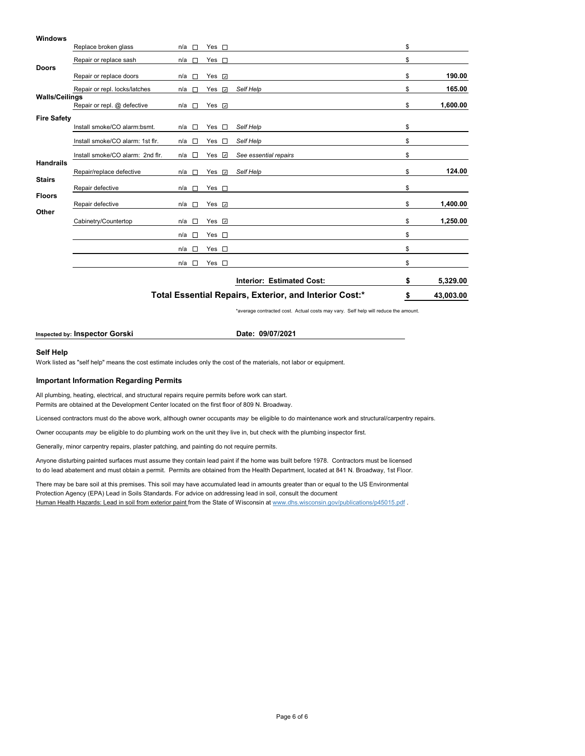| | | n/a | Yes | | $ |
|---|---|---|---|---|---|
| **Windows** | | | | | |
| | Replace broken glass | ☐ | ☐ | | $ |
| | Repair or replace sash | ☐ | ☐ | | $ |
| **Doors** | | | | | |
| | Repair or replace doors | ☐ | ☑ | | $ 190.00 |
| | Repair or repl. locks/latches | ☐ | ☑ | *Self Help* | $ 165.00 |
| **Walls/Ceilings** | | | | | |
| | Repair or repl. @ defective | ☐ | ☑ | | $ 1,600.00 |
| **Fire Safety** | | | | | |
| | Install smoke/CO alarm:bsmt. | ☐ | ☐ | *Self Help* | $ |
| | Install smoke/CO alarm: 1st flr. | ☐ | ☐ | *Self Help* | $ |
| | Install smoke/CO alarm: 2nd flr. | ☐ | ☑ | *See essential repairs* | $ |
| **Handrails** | | | | | |
| | Repair/replace defective | ☐ | ☑ | *Self Help* | $ 124.00 |
| **Stairs** | | | | | |
| | Repair defective | ☐ | ☐ | | $ |
| **Floors** | | | | | |
| | Repair defective | ☐ | ☑ | | $ 1,400.00 |
| **Other** | | | | | |
| | Cabinetry/Countertop | ☐ | ☑ | | $ 1,250.00 |
| | | ☐ | ☐ | | $ |
| | | ☐ | ☐ | | $ |
| | | ☐ | ☐ | | $ |
| | | | | **Interior: Estimated Cost:** | **$ 5,329.00** |
| | | | | **Total Essential Repairs, Exterior, and Interior Cost:*** | **$ 43,003.00** |

*average contracted cost. Actual costs may vary. Self help will reduce the amount.

Inspected by: **Inspector Gorski** **Date: 09/07/2021**

### Self Help

Work listed as "self help" means the cost estimate includes only the cost of the materials, not labor or equipment.

### Important Information Regarding Permits

All plumbing, heating, electrical, and structural repairs require permits before work can start.
Permits are obtained at the Development Center located on the first floor of 809 N. Broadway.

Licensed contractors must do the above work, although owner occupants *may* be eligible to do maintenance work and structural/carpentry repairs.

Owner occupants *may* be eligible to do plumbing work on the unit they live in, but check with the plumbing inspector first.

Generally, minor carpentry repairs, plaster patching, and painting do not require permits.

Anyone disturbing painted surfaces must assume they contain lead paint if the home was built before 1978. Contractors must be licensed to do lead abatement and must obtain a permit. Permits are obtained from the Health Department, located at 841 N. Broadway, 1st Floor.

There may be bare soil at this premises. This soil may have accumulated lead in amounts greater than or equal to the US Environmental Protection Agency (EPA) Lead in Soils Standards. For advice on addressing lead in soil, consult the document Human Health Hazards: Lead in soil from exterior paint from the State of Wisconsin at www.dhs.wisconsin.gov/publications/p45015.pdf .